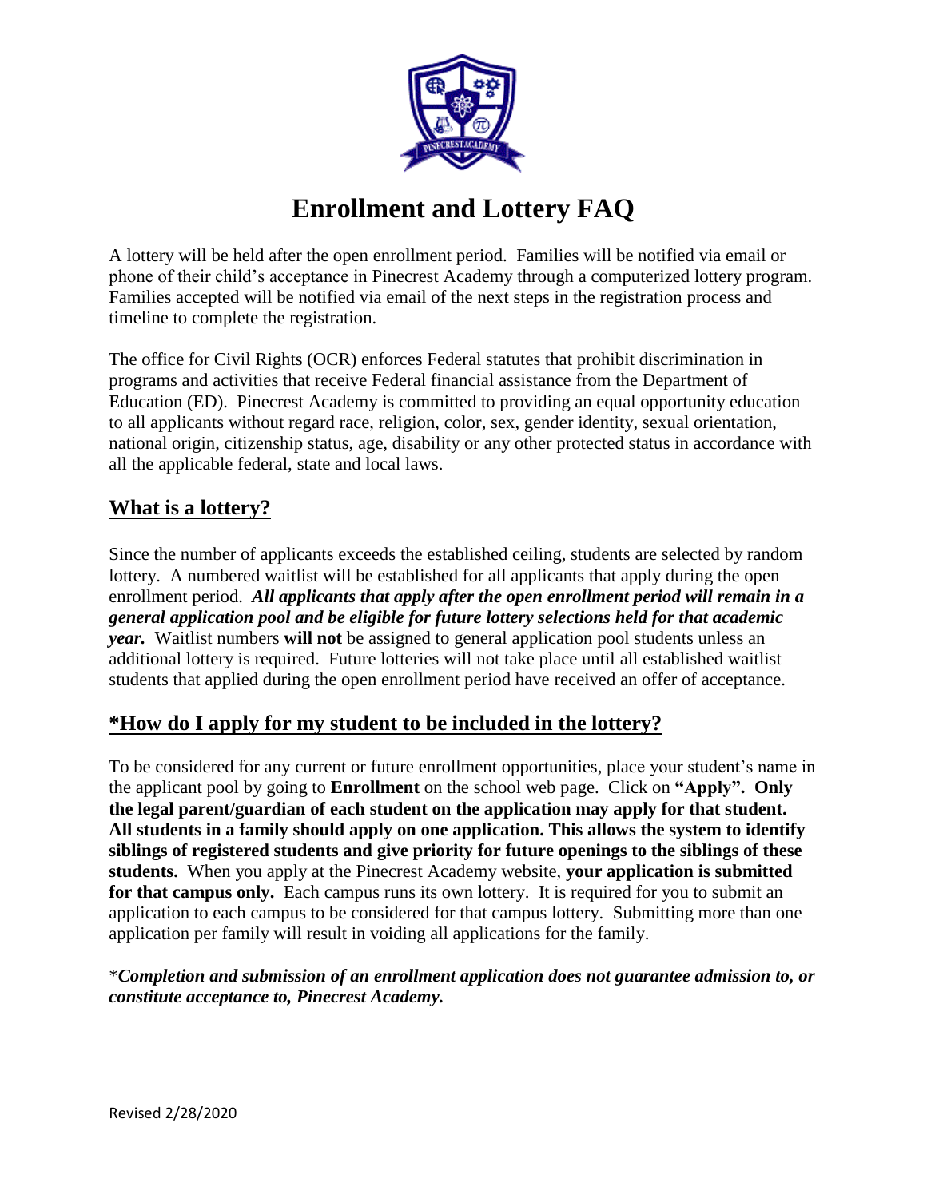# Enrollment and Lottery FAQ

A lottery will be held after the open enrollment period. Families will be notified via email or phone of their child's acceptance in Pinecrest Academy through a computerized lottery program. Families accepted will be notified via email of the next steps in the registration process and timeline to complete the registration.

The office for Civil Rights (OCR) enforces Federal statutes that prohibit discrimination in programs and activities that receive Federal financial assistance from the Department of Education (ED). Pinecrest Academy is committed to providing an equal opportunity education to all applicants without regard race, religion, color, sex, gender identity, sexual orientation, national origin, citizenship status, age, disability or any other protected status in accordance with all the applicable federal, state and local laws.

## What is a lottery?

Since the number of applicants exceeds the established ceiling, students are selected by random lottery. A numbered waitlist will be established for all applicants that apply during the open enrollment period. ***All applicants that apply after the open enrollment period will remain in a general application pool and be eligible for future lottery selections held for that academic year.*** Waitlist numbers **will not** be assigned to general application pool students unless an additional lottery is required. Future lotteries will not take place until all established waitlist students that applied during the open enrollment period have received an offer of acceptance.

## *How do I apply for my student to be included in the lottery?

To be considered for any current or future enrollment opportunities, place your student's name in the applicant pool by going to **Enrollment** on the school web page. Click on **"Apply". Only the legal parent/guardian of each student on the application may apply for that student. All students in a family should apply on one application. This allows the system to identify siblings of registered students and give priority for future openings to the siblings of these students.** When you apply at the Pinecrest Academy website, **your application is submitted for that campus only.** Each campus runs its own lottery. It is required for you to submit an application to each campus to be considered for that campus lottery. Submitting more than one application per family will result in voiding all applications for the family.

*_**Completion and submission of an enrollment application does not guarantee admission to, or constitute acceptance to, Pinecrest Academy.**_

Revised 2/28/2020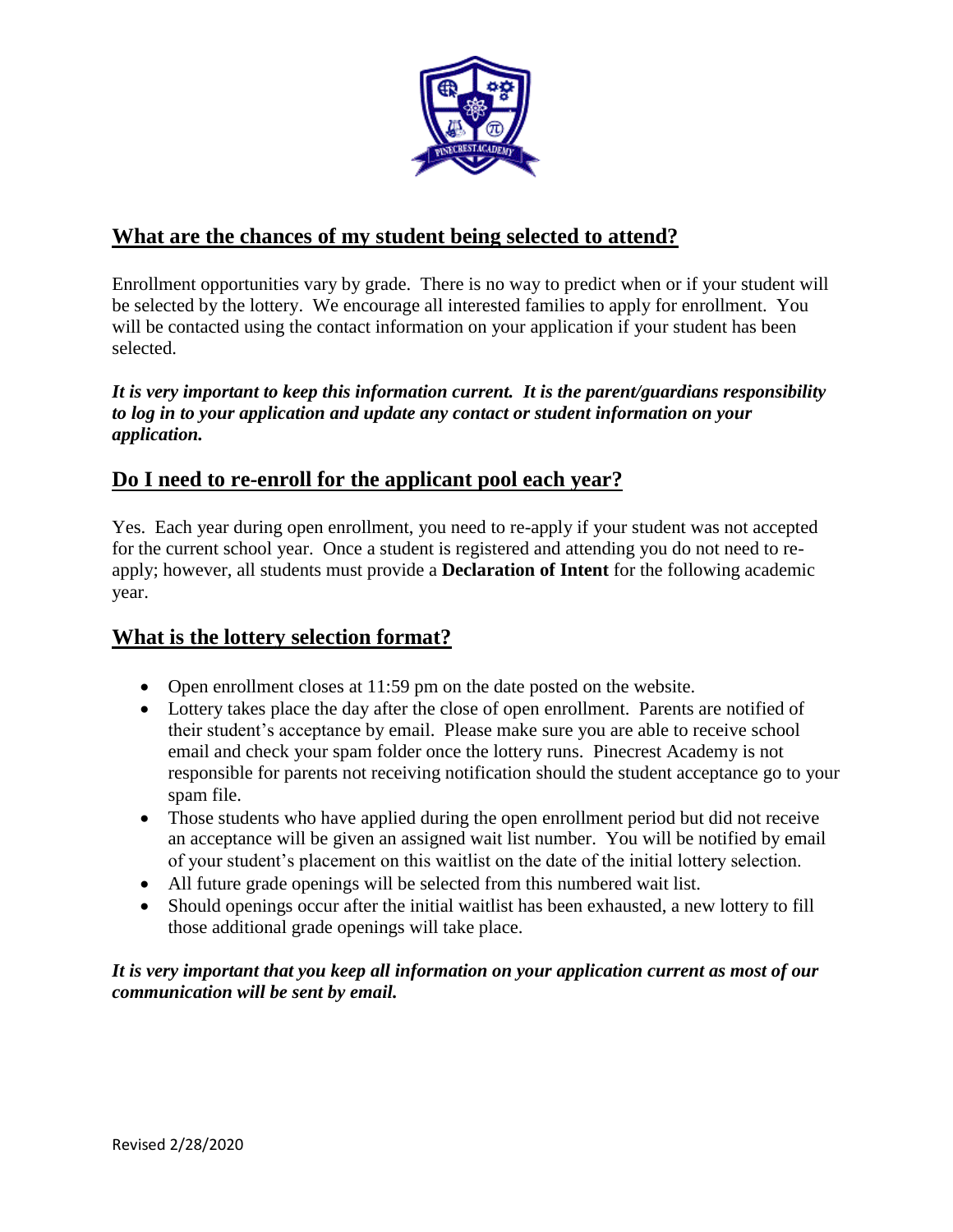## What are the chances of my student being selected to attend?

Enrollment opportunities vary by grade. There is no way to predict when or if your student will be selected by the lottery. We encourage all interested families to apply for enrollment. You will be contacted using the contact information on your application if your student has been selected.

***It is very important to keep this information current. It is the parent/guardians responsibility to log in to your application and update any contact or student information on your application.***

## Do I need to re-enroll for the applicant pool each year?

Yes. Each year during open enrollment, you need to re-apply if your student was not accepted for the current school year. Once a student is registered and attending you do not need to re-apply; however, all students must provide a **Declaration of Intent** for the following academic year.

## What is the lottery selection format?

- Open enrollment closes at 11:59 pm on the date posted on the website.
- Lottery takes place the day after the close of open enrollment. Parents are notified of their student's acceptance by email. Please make sure you are able to receive school email and check your spam folder once the lottery runs. Pinecrest Academy is not responsible for parents not receiving notification should the student acceptance go to your spam file.
- Those students who have applied during the open enrollment period but did not receive an acceptance will be given an assigned wait list number. You will be notified by email of your student's placement on this waitlist on the date of the initial lottery selection.
- All future grade openings will be selected from this numbered wait list.
- Should openings occur after the initial waitlist has been exhausted, a new lottery to fill those additional grade openings will take place.

***It is very important that you keep all information on your application current as most of our communication will be sent by email.***

Revised 2/28/2020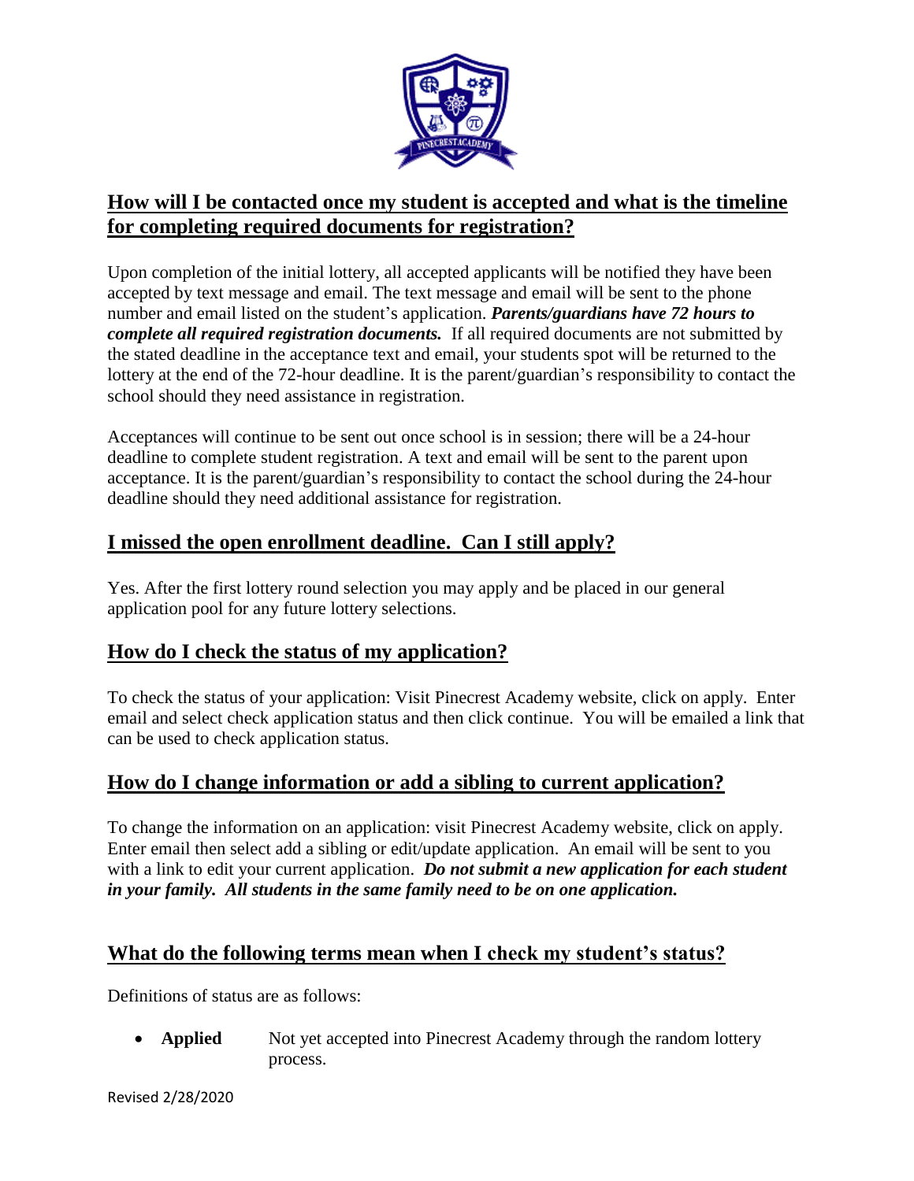## How will I be contacted once my student is accepted and what is the timeline for completing required documents for registration?

Upon completion of the initial lottery, all accepted applicants will be notified they have been accepted by text message and email. The text message and email will be sent to the phone number and email listed on the student's application. ***Parents/guardians have 72 hours to complete all required registration documents.*** If all required documents are not submitted by the stated deadline in the acceptance text and email, your students spot will be returned to the lottery at the end of the 72-hour deadline. It is the parent/guardian's responsibility to contact the school should they need assistance in registration.

Acceptances will continue to be sent out once school is in session; there will be a 24-hour deadline to complete student registration. A text and email will be sent to the parent upon acceptance. It is the parent/guardian's responsibility to contact the school during the 24-hour deadline should they need additional assistance for registration.

## I missed the open enrollment deadline. Can I still apply?

Yes. After the first lottery round selection you may apply and be placed in our general application pool for any future lottery selections.

## How do I check the status of my application?

To check the status of your application: Visit Pinecrest Academy website, click on apply. Enter email and select check application status and then click continue. You will be emailed a link that can be used to check application status.

## How do I change information or add a sibling to current application?

To change the information on an application: visit Pinecrest Academy website, click on apply. Enter email then select add a sibling or edit/update application. An email will be sent to you with a link to edit your current application. ***Do not submit a new application for each student in your family. All students in the same family need to be on one application.***

## What do the following terms mean when I check my student's status?

Definitions of status are as follows:

- **Applied** Not yet accepted into Pinecrest Academy through the random lottery process.

Revised 2/28/2020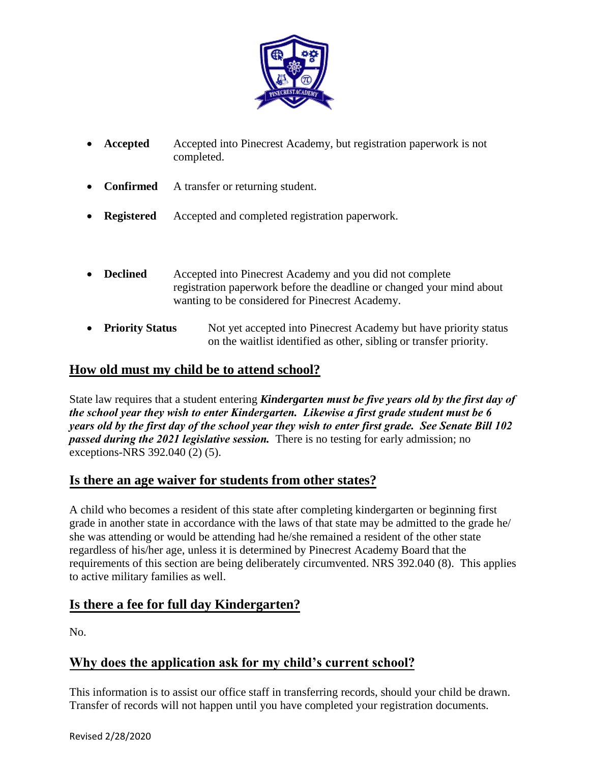- **Accepted** Accepted into Pinecrest Academy, but registration paperwork is not completed.

- **Confirmed** A transfer or returning student.

- **Registered** Accepted and completed registration paperwork.

- **Declined** Accepted into Pinecrest Academy and you did not complete registration paperwork before the deadline or changed your mind about wanting to be considered for Pinecrest Academy.

- **Priority Status** Not yet accepted into Pinecrest Academy but have priority status on the waitlist identified as other, sibling or transfer priority.

## How old must my child be to attend school?

State law requires that a student entering ***Kindergarten must be five years old by the first day of the school year they wish to enter Kindergarten. Likewise a first grade student must be 6 years old by the first day of the school year they wish to enter first grade. See Senate Bill 102 passed during the 2021 legislative session.*** There is no testing for early admission; no exceptions-NRS 392.040 (2) (5).

## Is there an age waiver for students from other states?

A child who becomes a resident of this state after completing kindergarten or beginning first grade in another state in accordance with the laws of that state may be admitted to the grade he/ she was attending or would be attending had he/she remained a resident of the other state regardless of his/her age, unless it is determined by Pinecrest Academy Board that the requirements of this section are being deliberately circumvented. NRS 392.040 (8). This applies to active military families as well.

## Is there a fee for full day Kindergarten?

No.

## Why does the application ask for my child's current school?

This information is to assist our office staff in transferring records, should your child be drawn. Transfer of records will not happen until you have completed your registration documents.

Revised 2/28/2020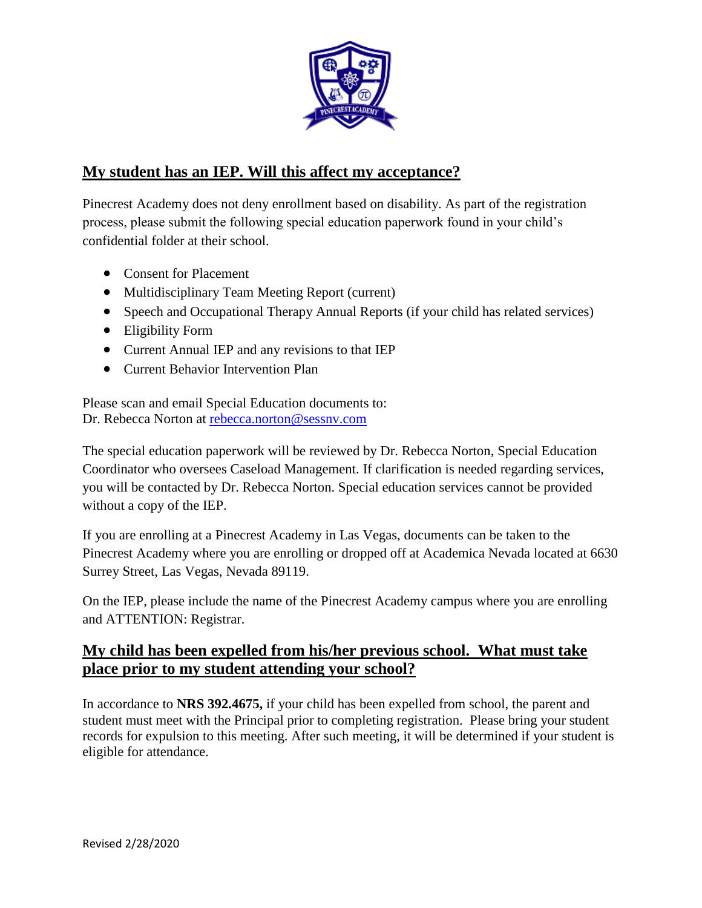## My student has an IEP. Will this affect my acceptance?

Pinecrest Academy does not deny enrollment based on disability. As part of the registration process, please submit the following special education paperwork found in your child's confidential folder at their school.

- Consent for Placement
- Multidisciplinary Team Meeting Report (current)
- Speech and Occupational Therapy Annual Reports (if your child has related services)
- Eligibility Form
- Current Annual IEP and any revisions to that IEP
- Current Behavior Intervention Plan

Please scan and email Special Education documents to:
Dr. Rebecca Norton at rebecca.norton@sessnv.com

The special education paperwork will be reviewed by Dr. Rebecca Norton, Special Education Coordinator who oversees Caseload Management. If clarification is needed regarding services, you will be contacted by Dr. Rebecca Norton. Special education services cannot be provided without a copy of the IEP.

If you are enrolling at a Pinecrest Academy in Las Vegas, documents can be taken to the Pinecrest Academy where you are enrolling or dropped off at Academica Nevada located at 6630 Surrey Street, Las Vegas, Nevada 89119.

On the IEP, please include the name of the Pinecrest Academy campus where you are enrolling and ATTENTION: Registrar.

## My child has been expelled from his/her previous school. What must take place prior to my student attending your school?

In accordance to **NRS 392.4675,** if your child has been expelled from school, the parent and student must meet with the Principal prior to completing registration. Please bring your student records for expulsion to this meeting. After such meeting, it will be determined if your student is eligible for attendance.

Revised 2/28/2020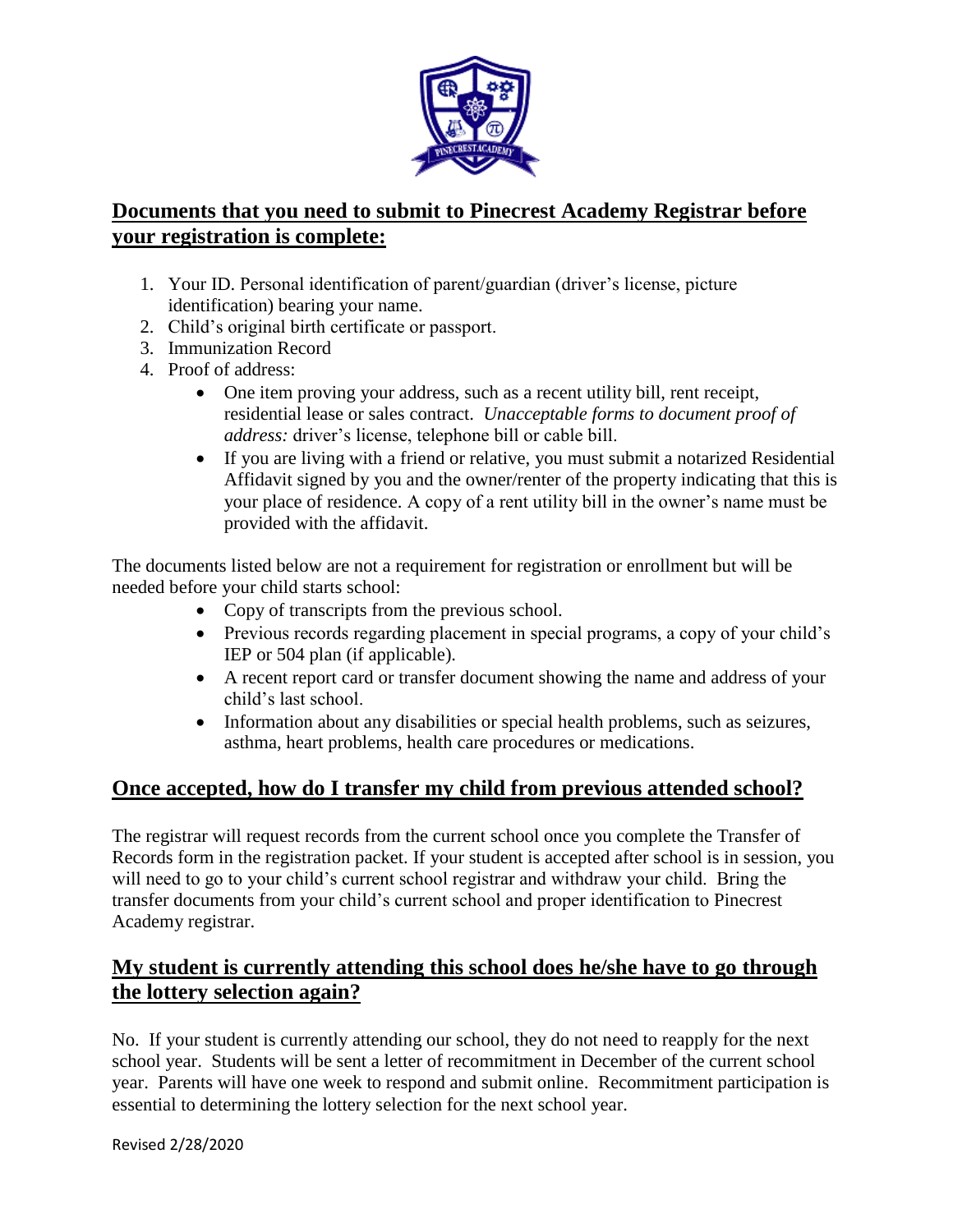## Documents that you need to submit to Pinecrest Academy Registrar before your registration is complete:

1. Your ID. Personal identification of parent/guardian (driver's license, picture identification) bearing your name.
2. Child's original birth certificate or passport.
3. Immunization Record
4. Proof of address:
   - One item proving your address, such as a recent utility bill, rent receipt, residential lease or sales contract. *Unacceptable forms to document proof of address:* driver's license, telephone bill or cable bill.
   - If you are living with a friend or relative, you must submit a notarized Residential Affidavit signed by you and the owner/renter of the property indicating that this is your place of residence. A copy of a rent utility bill in the owner's name must be provided with the affidavit.

The documents listed below are not a requirement for registration or enrollment but will be needed before your child starts school:

- Copy of transcripts from the previous school.
- Previous records regarding placement in special programs, a copy of your child's IEP or 504 plan (if applicable).
- A recent report card or transfer document showing the name and address of your child's last school.
- Information about any disabilities or special health problems, such as seizures, asthma, heart problems, health care procedures or medications.

## Once accepted, how do I transfer my child from previous attended school?

The registrar will request records from the current school once you complete the Transfer of Records form in the registration packet. If your student is accepted after school is in session, you will need to go to your child's current school registrar and withdraw your child. Bring the transfer documents from your child's current school and proper identification to Pinecrest Academy registrar.

## My student is currently attending this school does he/she have to go through the lottery selection again?

No. If your student is currently attending our school, they do not need to reapply for the next school year. Students will be sent a letter of recommitment in December of the current school year. Parents will have one week to respond and submit online. Recommitment participation is essential to determining the lottery selection for the next school year.

Revised 2/28/2020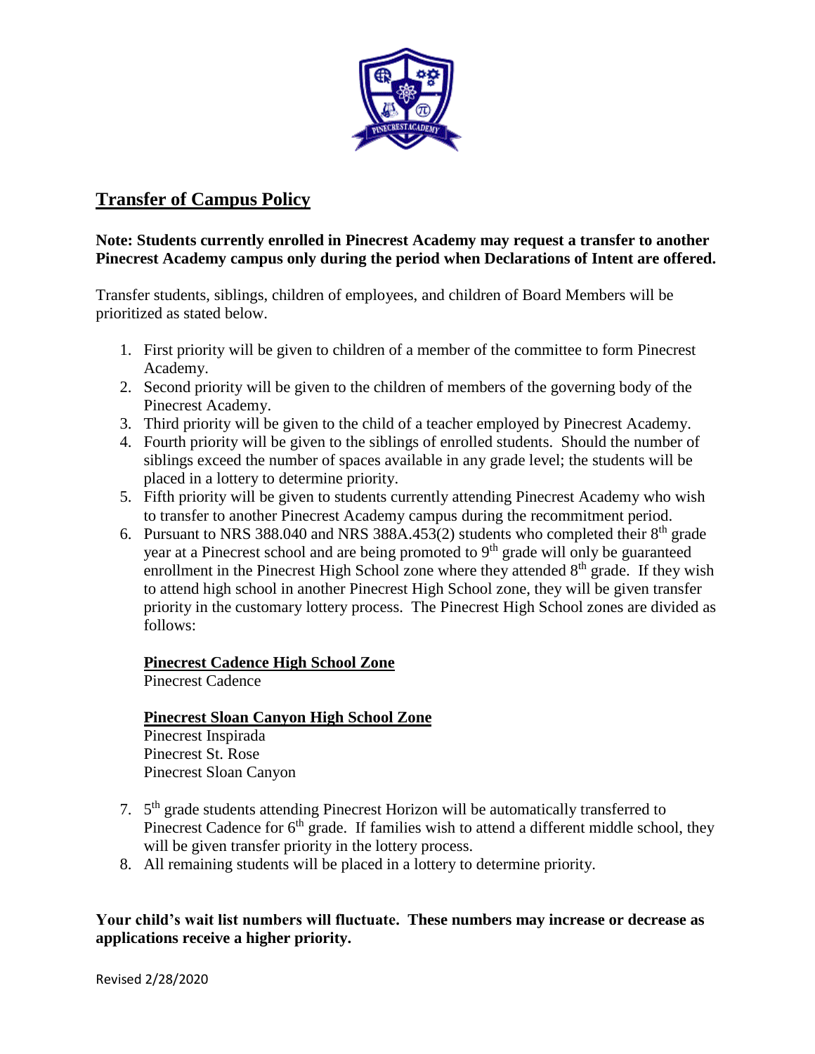## Transfer of Campus Policy

**Note: Students currently enrolled in Pinecrest Academy may request a transfer to another Pinecrest Academy campus only during the period when Declarations of Intent are offered.**

Transfer students, siblings, children of employees, and children of Board Members will be prioritized as stated below.

1. First priority will be given to children of a member of the committee to form Pinecrest Academy.
2. Second priority will be given to the children of members of the governing body of the Pinecrest Academy.
3. Third priority will be given to the child of a teacher employed by Pinecrest Academy.
4. Fourth priority will be given to the siblings of enrolled students. Should the number of siblings exceed the number of spaces available in any grade level; the students will be placed in a lottery to determine priority.
5. Fifth priority will be given to students currently attending Pinecrest Academy who wish to transfer to another Pinecrest Academy campus during the recommitment period.
6. Pursuant to NRS 388.040 and NRS 388A.453(2) students who completed their 8th grade year at a Pinecrest school and are being promoted to 9th grade will only be guaranteed enrollment in the Pinecrest High School zone where they attended 8th grade. If they wish to attend high school in another Pinecrest High School zone, they will be given transfer priority in the customary lottery process. The Pinecrest High School zones are divided as follows:

   **Pinecrest Cadence High School Zone**
   Pinecrest Cadence

   **Pinecrest Sloan Canyon High School Zone**
   Pinecrest Inspirada
   Pinecrest St. Rose
   Pinecrest Sloan Canyon

7. 5th grade students attending Pinecrest Horizon will be automatically transferred to Pinecrest Cadence for 6th grade. If families wish to attend a different middle school, they will be given transfer priority in the lottery process.
8. All remaining students will be placed in a lottery to determine priority.

**Your child's wait list numbers will fluctuate. These numbers may increase or decrease as applications receive a higher priority.**

Revised 2/28/2020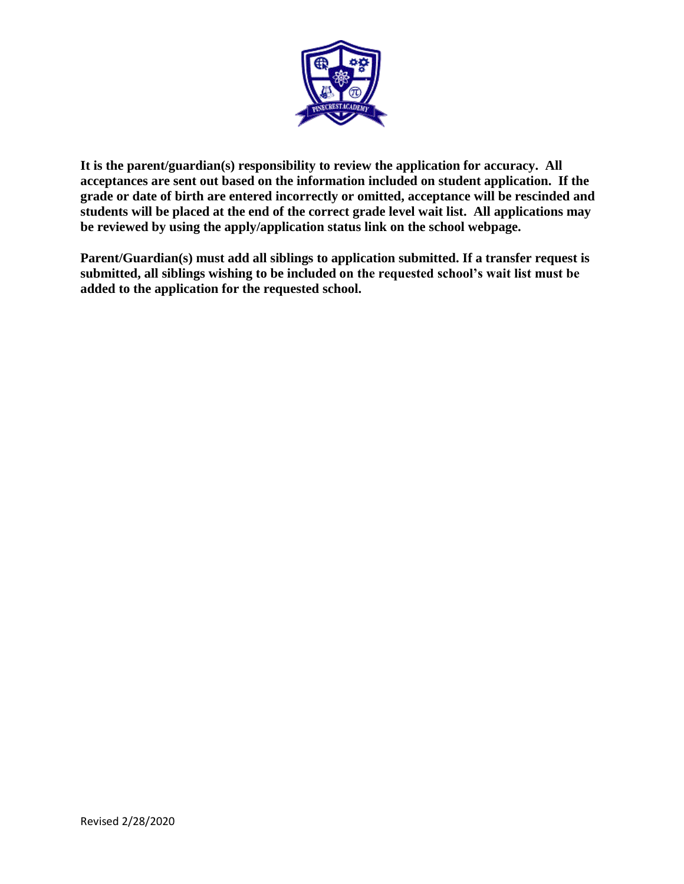**It is the parent/guardian(s) responsibility to review the application for accuracy. All acceptances are sent out based on the information included on student application. If the grade or date of birth are entered incorrectly or omitted, acceptance will be rescinded and students will be placed at the end of the correct grade level wait list. All applications may be reviewed by using the apply/application status link on the school webpage.**

**Parent/Guardian(s) must add all siblings to application submitted. If a transfer request is submitted, all siblings wishing to be included on the requested school's wait list must be added to the application for the requested school.**

Revised 2/28/2020